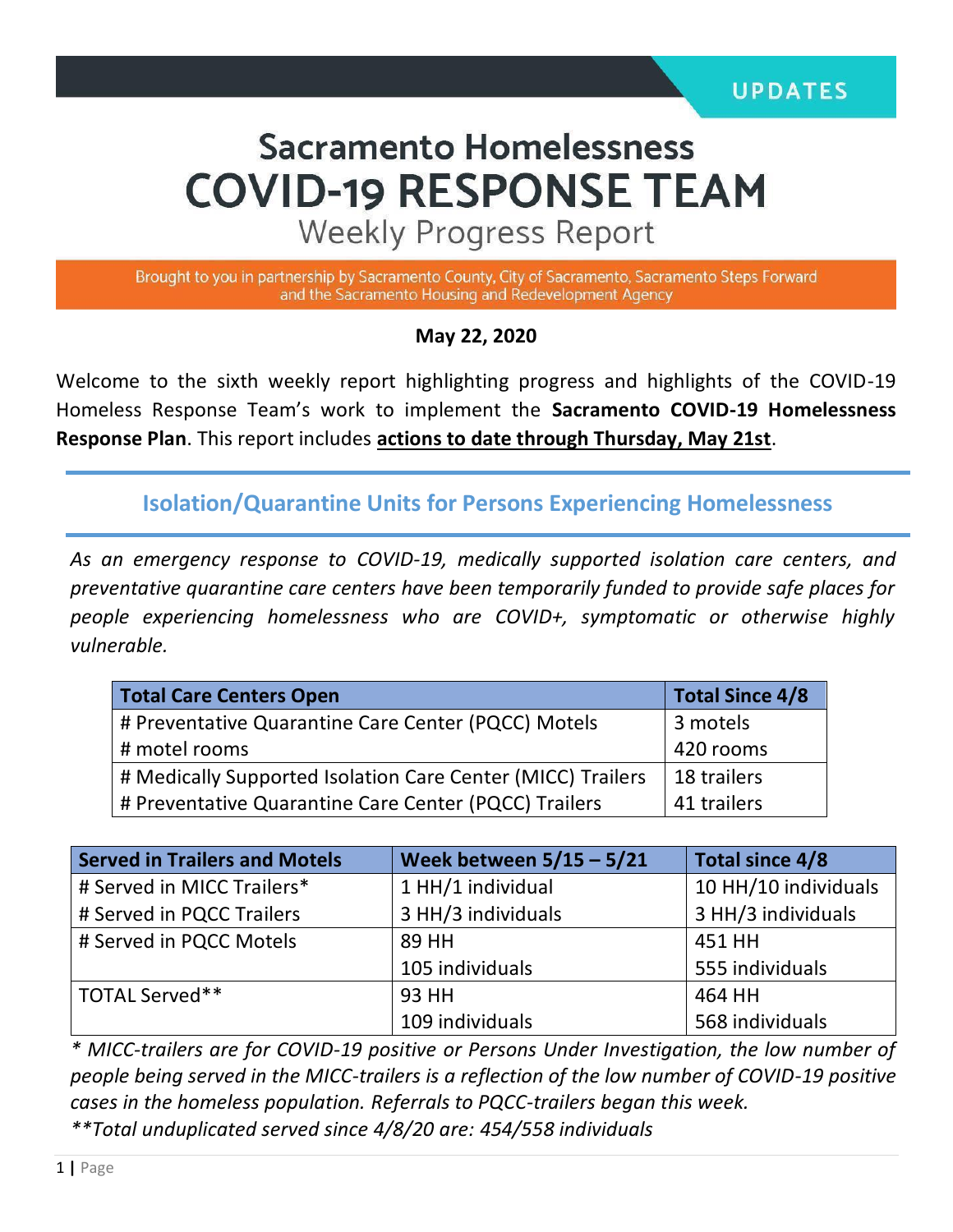UPDATES

# Sacramento Homelessness COVID-19 RESPONSE TEAM

## Weekly Progress Report

Brought to you in partnership by Sacramento County, City of Sacramento, Sacramento Steps Forward and the Sacramento Housing and Redevelopment Agency

**May 22, 2020**

Welcome to the sixth weekly report highlighting progress and highlights of the COVID-19 Homeless Response Team's work to implement the **Sacramento COVID-19 Homelessness Response Plan**. This report includes **actions to date through Thursday, May 21st**.

## Isolation/Quarantine Units for Persons Experiencing Homelessness

*As an emergency response to COVID-19, medically supported isolation care centers, and preventative quarantine care centers have been temporarily funded to provide safe places for people experiencing homelessness who are COVID+, symptomatic or otherwise highly vulnerable.*

| Total Care Centers Open | Total Since 4/8 |
|---|---|
| # Preventative Quarantine Care Center (PQCC) Motels<br># motel rooms | 3 motels<br>420 rooms |
| # Medically Supported Isolation Care Center (MICC) Trailers<br># Preventative Quarantine Care Center (PQCC) Trailers | 18 trailers<br>41 trailers |

| Served in Trailers and Motels | Week between 5/15 – 5/21 | Total since 4/8 |
|---|---|---|
| # Served in MICC Trailers*<br># Served in PQCC Trailers | 1 HH/1 individual<br>3 HH/3 individuals | 10 HH/10 individuals<br>3 HH/3 individuals |
| # Served in PQCC Motels | 89 HH<br>105 individuals | 451 HH<br>555 individuals |
| TOTAL Served** | 93 HH<br>109 individuals | 464 HH<br>568 individuals |

*\* MICC-trailers are for COVID-19 positive or Persons Under Investigation, the low number of people being served in the MICC-trailers is a reflection of the low number of COVID-19 positive cases in the homeless population. Referrals to PQCC-trailers began this week.*

*\*\*Total unduplicated served since 4/8/20 are: 454/558 individuals*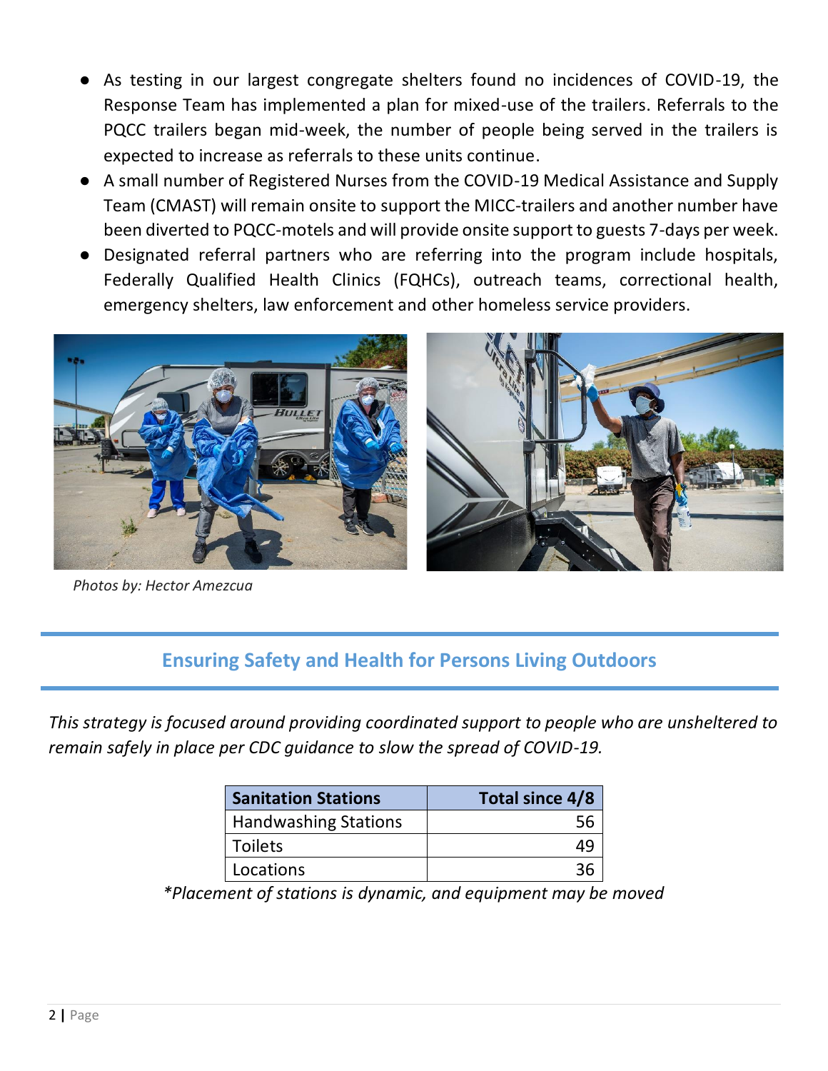- As testing in our largest congregate shelters found no incidences of COVID-19, the Response Team has implemented a plan for mixed-use of the trailers. Referrals to the PQCC trailers began mid-week, the number of people being served in the trailers is expected to increase as referrals to these units continue.
- A small number of Registered Nurses from the COVID-19 Medical Assistance and Supply Team (CMAST) will remain onsite to support the MICC-trailers and another number have been diverted to PQCC-motels and will provide onsite support to guests 7-days per week.
- Designated referral partners who are referring into the program include hospitals, Federally Qualified Health Clinics (FQHCs), outreach teams, correctional health, emergency shelters, law enforcement and other homeless service providers.

*Photos by: Hector Amezcua*

## Ensuring Safety and Health for Persons Living Outdoors

*This strategy is focused around providing coordinated support to people who are unsheltered to remain safely in place per CDC guidance to slow the spread of COVID-19.*

| Sanitation Stations | Total since 4/8 |
|---|---:|
| Handwashing Stations | 56 |
| Toilets | 49 |
| Locations | 36 |

**Placement of stations is dynamic, and equipment may be moved*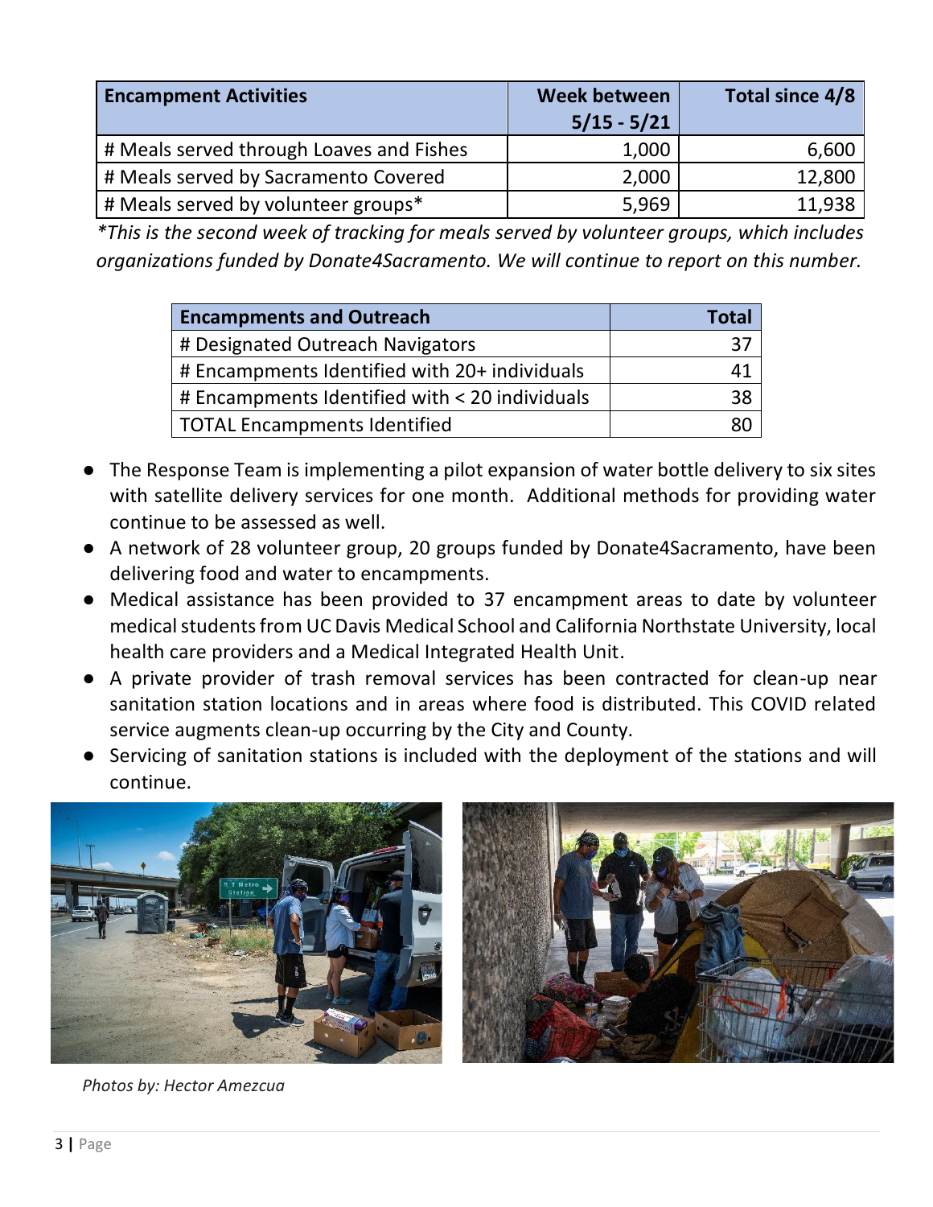| Encampment Activities | Week between 5/15 - 5/21 | Total since 4/8 |
|---|---:|---:|
| # Meals served through Loaves and Fishes | 1,000 | 6,600 |
| # Meals served by Sacramento Covered | 2,000 | 12,800 |
| # Meals served by volunteer groups* | 5,969 | 11,938 |

*\*This is the second week of tracking for meals served by volunteer groups, which includes organizations funded by Donate4Sacramento. We will continue to report on this number.*

| Encampments and Outreach | Total |
|---|---:|
| # Designated Outreach Navigators | 37 |
| # Encampments Identified with 20+ individuals | 41 |
| # Encampments Identified with < 20 individuals | 38 |
| TOTAL Encampments Identified | 80 |

- The Response Team is implementing a pilot expansion of water bottle delivery to six sites with satellite delivery services for one month. Additional methods for providing water continue to be assessed as well.
- A network of 28 volunteer group, 20 groups funded by Donate4Sacramento, have been delivering food and water to encampments.
- Medical assistance has been provided to 37 encampment areas to date by volunteer medical students from UC Davis Medical School and California Northstate University, local health care providers and a Medical Integrated Health Unit.
- A private provider of trash removal services has been contracted for clean-up near sanitation station locations and in areas where food is distributed. This COVID related service augments clean-up occurring by the City and County.
- Servicing of sanitation stations is included with the deployment of the stations and will continue.

*Photos by: Hector Amezcua*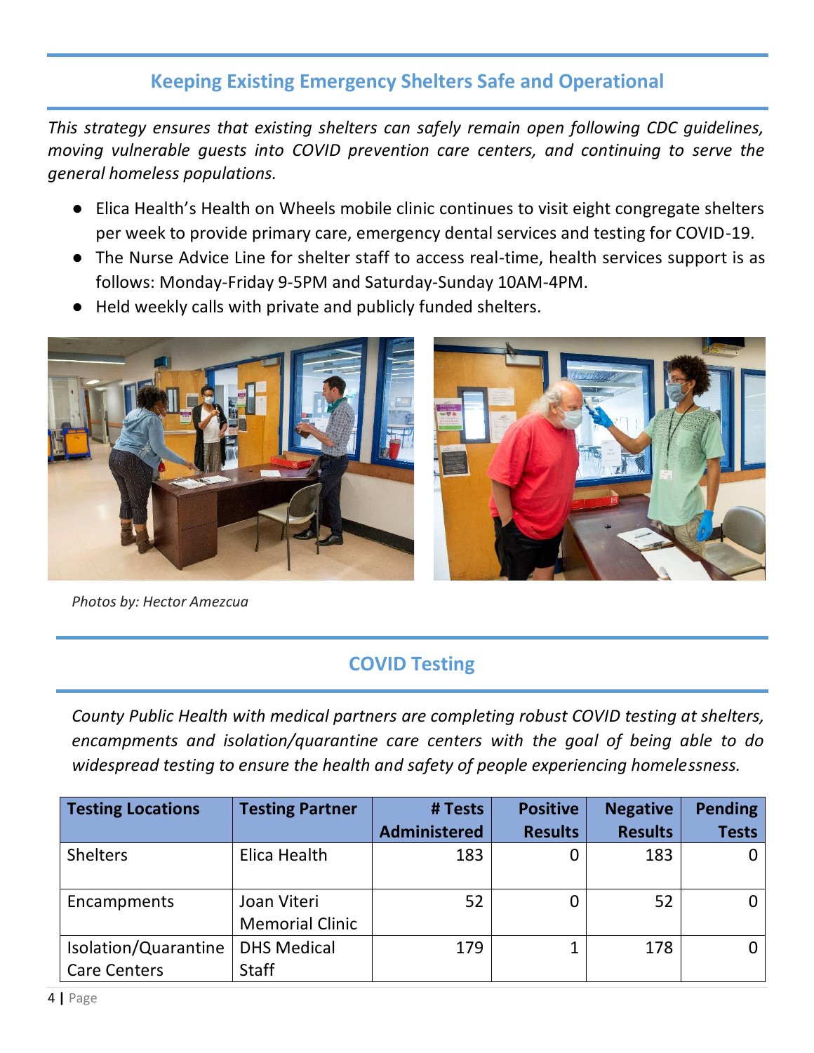## Keeping Existing Emergency Shelters Safe and Operational

*This strategy ensures that existing shelters can safely remain open following CDC guidelines, moving vulnerable guests into COVID prevention care centers, and continuing to serve the general homeless populations.*

- Elica Health's Health on Wheels mobile clinic continues to visit eight congregate shelters per week to provide primary care, emergency dental services and testing for COVID-19.
- The Nurse Advice Line for shelter staff to access real-time, health services support is as follows: Monday-Friday 9-5PM and Saturday-Sunday 10AM-4PM.
- Held weekly calls with private and publicly funded shelters.

*Photos by: Hector Amezcua*

## COVID Testing

*County Public Health with medical partners are completing robust COVID testing at shelters, encampments and isolation/quarantine care centers with the goal of being able to do widespread testing to ensure the health and safety of people experiencing homelessness.*

| Testing Locations | Testing Partner | # Tests Administered | Positive Results | Negative Results | Pending Tests |
|---|---|---|---|---|---|
| Shelters | Elica Health | 183 | 0 | 183 | 0 |
| Encampments | Joan Viteri Memorial Clinic | 52 | 0 | 52 | 0 |
| Isolation/Quarantine Care Centers | DHS Medical Staff | 179 | 1 | 178 | 0 |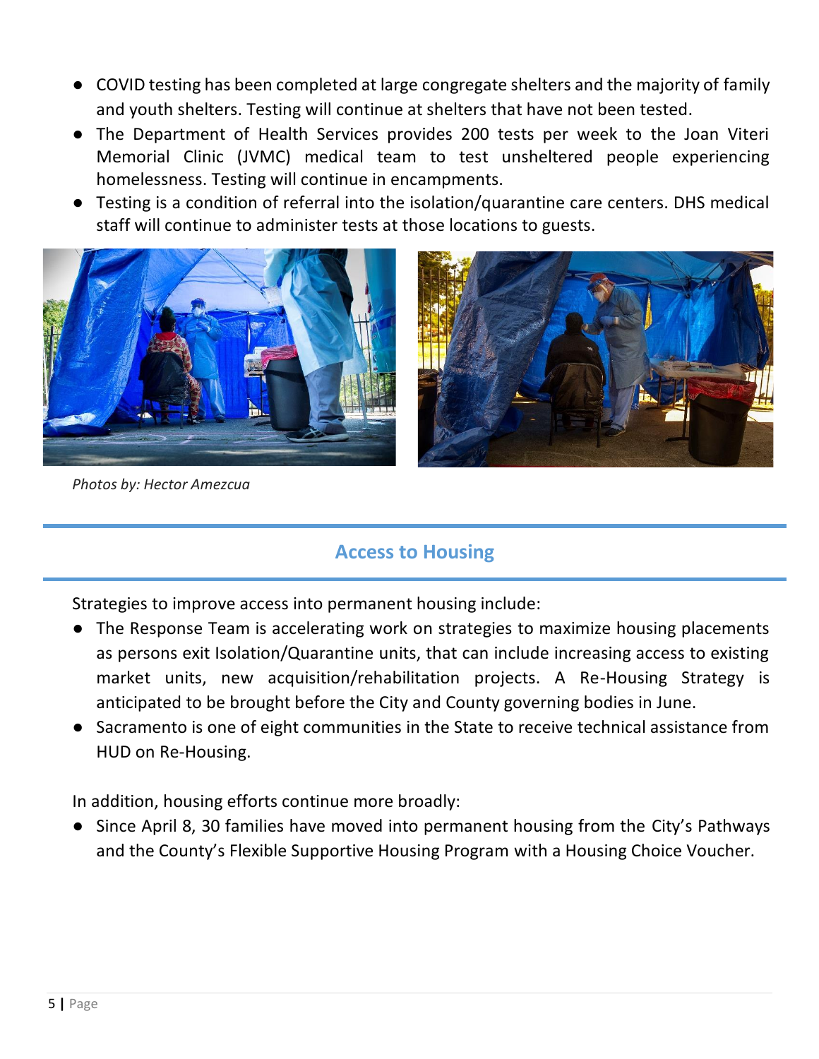- COVID testing has been completed at large congregate shelters and the majority of family and youth shelters. Testing will continue at shelters that have not been tested.
- The Department of Health Services provides 200 tests per week to the Joan Viteri Memorial Clinic (JVMC) medical team to test unsheltered people experiencing homelessness. Testing will continue in encampments.
- Testing is a condition of referral into the isolation/quarantine care centers. DHS medical staff will continue to administer tests at those locations to guests.

*Photos by: Hector Amezcua*

## Access to Housing

Strategies to improve access into permanent housing include:

- The Response Team is accelerating work on strategies to maximize housing placements as persons exit Isolation/Quarantine units, that can include increasing access to existing market units, new acquisition/rehabilitation projects. A Re-Housing Strategy is anticipated to be brought before the City and County governing bodies in June.
- Sacramento is one of eight communities in the State to receive technical assistance from HUD on Re-Housing.

In addition, housing efforts continue more broadly:

- Since April 8, 30 families have moved into permanent housing from the City's Pathways and the County's Flexible Supportive Housing Program with a Housing Choice Voucher.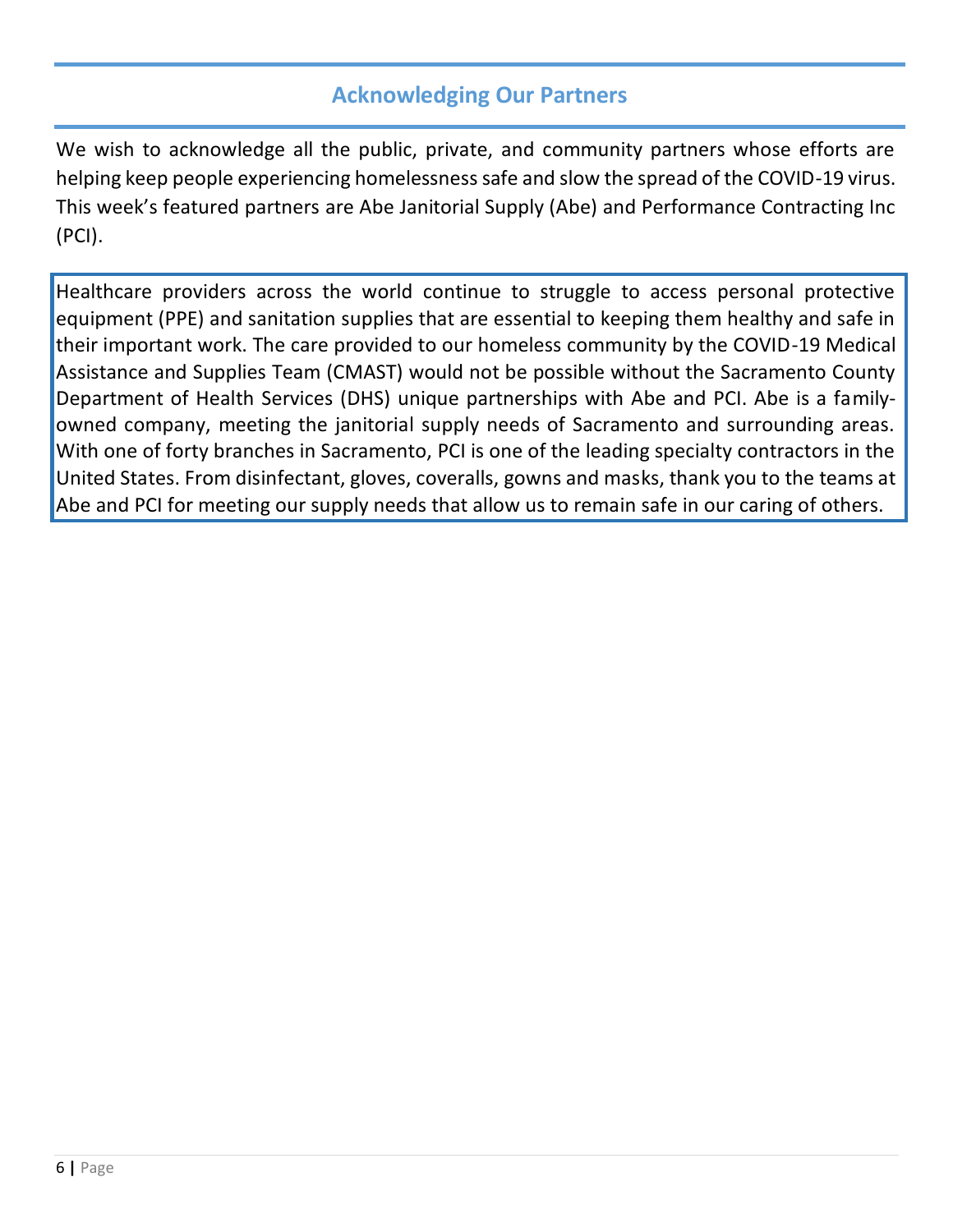## Acknowledging Our Partners

We wish to acknowledge all the public, private, and community partners whose efforts are helping keep people experiencing homelessness safe and slow the spread of the COVID-19 virus. This week's featured partners are Abe Janitorial Supply (Abe) and Performance Contracting Inc (PCI).

Healthcare providers across the world continue to struggle to access personal protective equipment (PPE) and sanitation supplies that are essential to keeping them healthy and safe in their important work. The care provided to our homeless community by the COVID-19 Medical Assistance and Supplies Team (CMAST) would not be possible without the Sacramento County Department of Health Services (DHS) unique partnerships with Abe and PCI. Abe is a family-owned company, meeting the janitorial supply needs of Sacramento and surrounding areas. With one of forty branches in Sacramento, PCI is one of the leading specialty contractors in the United States. From disinfectant, gloves, coveralls, gowns and masks, thank you to the teams at Abe and PCI for meeting our supply needs that allow us to remain safe in our caring of others.